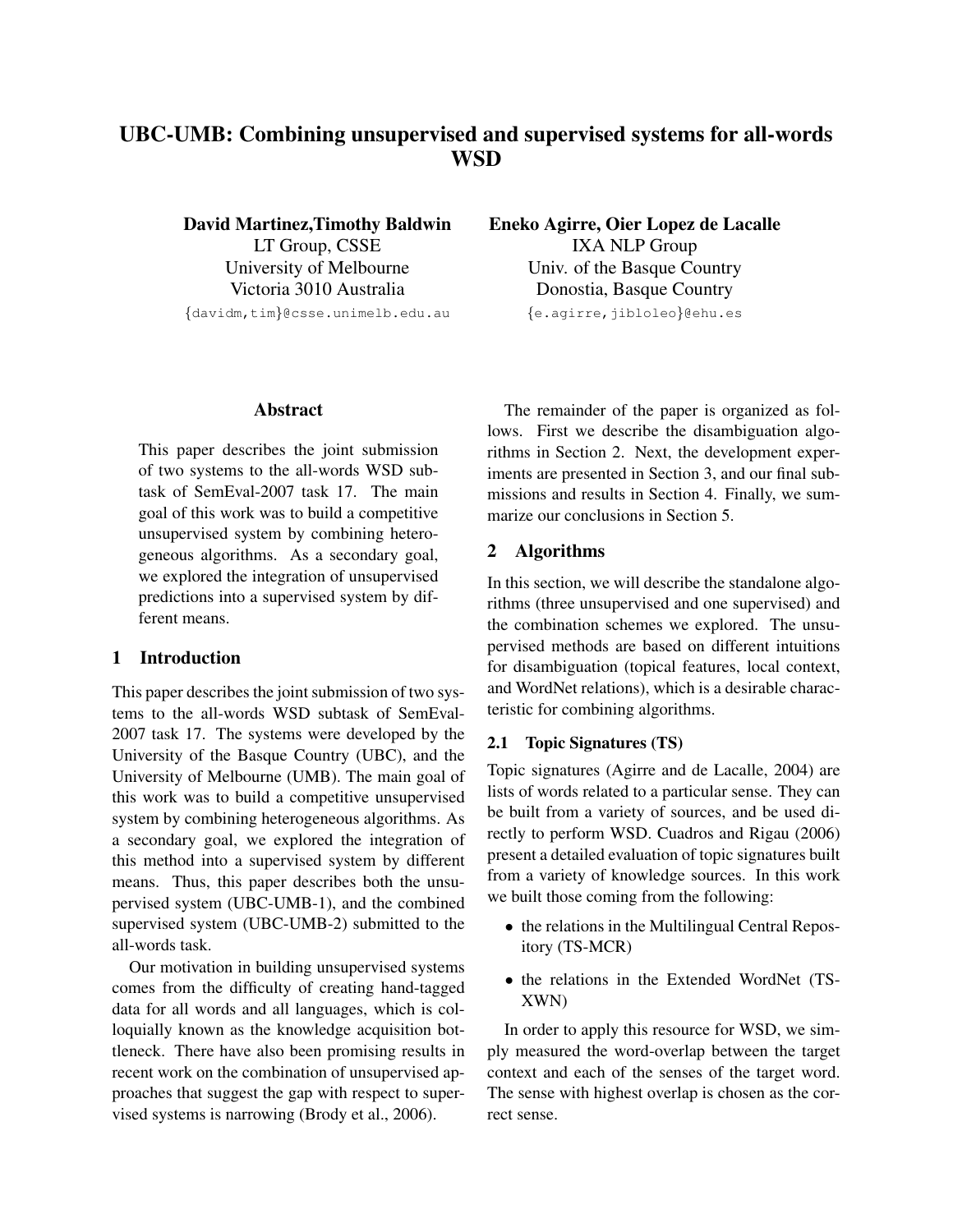# UBC-UMB: Combining unsupervised and supervised systems for all-words WSD

**David Martinez, Timothy Baldwin**
LT Group, CSSE
University of Melbourne
Victoria 3010 Australia
{davidm,tim}@csse.unimelb.edu.au

**Eneko Agirre, Oier Lopez de Lacalle**
IXA NLP Group
Univ. of the Basque Country
Donostia, Basque Country
{e.agirre,jibloleo}@ehu.es

### Abstract

This paper describes the joint submission of two systems to the all-words WSD subtask of SemEval-2007 task 17. The main goal of this work was to build a competitive unsupervised system by combining heterogeneous algorithms. As a secondary goal, we explored the integration of unsupervised predictions into a supervised system by different means.

## 1 Introduction

This paper describes the joint submission of two systems to the all-words WSD subtask of SemEval-2007 task 17. The systems were developed by the University of the Basque Country (UBC), and the University of Melbourne (UMB). The main goal of this work was to build a competitive unsupervised system by combining heterogeneous algorithms. As a secondary goal, we explored the integration of this method into a supervised system by different means. Thus, this paper describes both the unsupervised system (UBC-UMB-1), and the combined supervised system (UBC-UMB-2) submitted to the all-words task.

Our motivation in building unsupervised systems comes from the difficulty of creating hand-tagged data for all words and all languages, which is colloquially known as the knowledge acquisition bottleneck. There have also been promising results in recent work on the combination of unsupervised approaches that suggest the gap with respect to supervised systems is narrowing (Brody et al., 2006).

The remainder of the paper is organized as follows. First we describe the disambiguation algorithms in Section 2. Next, the development experiments are presented in Section 3, and our final submissions and results in Section 4. Finally, we summarize our conclusions in Section 5.

## 2 Algorithms

In this section, we will describe the standalone algorithms (three unsupervised and one supervised) and the combination schemes we explored. The unsupervised methods are based on different intuitions for disambiguation (topical features, local context, and WordNet relations), which is a desirable characteristic for combining algorithms.

### 2.1 Topic Signatures (TS)

Topic signatures (Agirre and de Lacalle, 2004) are lists of words related to a particular sense. They can be built from a variety of sources, and be used directly to perform WSD. Cuadros and Rigau (2006) present a detailed evaluation of topic signatures built from a variety of knowledge sources. In this work we built those coming from the following:

- the relations in the Multilingual Central Repository (TS-MCR)
- the relations in the Extended WordNet (TS-XWN)

In order to apply this resource for WSD, we simply measured the word-overlap between the target context and each of the senses of the target word. The sense with highest overlap is chosen as the correct sense.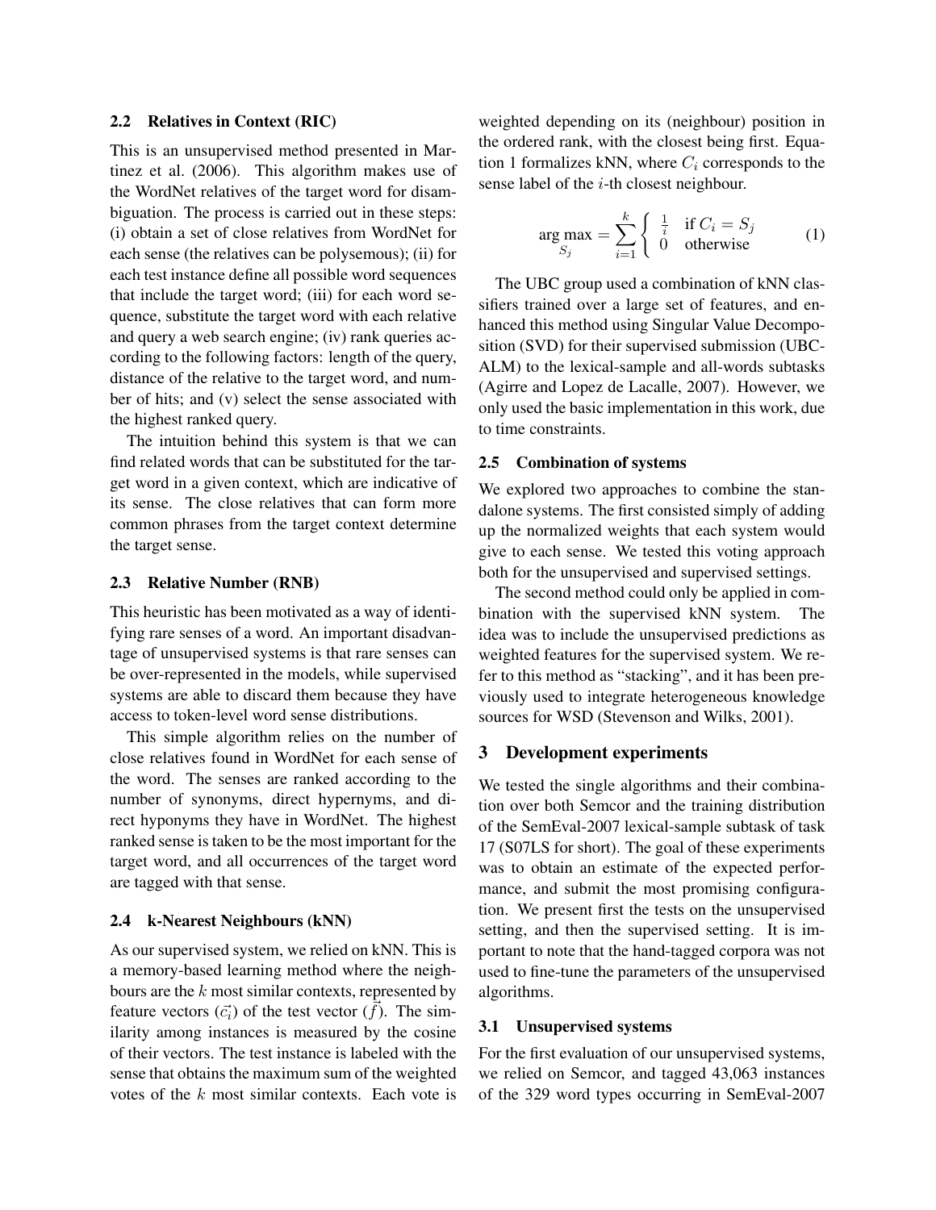### 2.2 Relatives in Context (RIC)

This is an unsupervised method presented in Martinez et al. (2006). This algorithm makes use of the WordNet relatives of the target word for disambiguation. The process is carried out in these steps: (i) obtain a set of close relatives from WordNet for each sense (the relatives can be polysemous); (ii) for each test instance define all possible word sequences that include the target word; (iii) for each word sequence, substitute the target word with each relative and query a web search engine; (iv) rank queries according to the following factors: length of the query, distance of the relative to the target word, and number of hits; and (v) select the sense associated with the highest ranked query.

The intuition behind this system is that we can find related words that can be substituted for the target word in a given context, which are indicative of its sense. The close relatives that can form more common phrases from the target context determine the target sense.

### 2.3 Relative Number (RNB)

This heuristic has been motivated as a way of identifying rare senses of a word. An important disadvantage of unsupervised systems is that rare senses can be over-represented in the models, while supervised systems are able to discard them because they have access to token-level word sense distributions.

This simple algorithm relies on the number of close relatives found in WordNet for each sense of the word. The senses are ranked according to the number of synonyms, direct hypernyms, and direct hyponyms they have in WordNet. The highest ranked sense is taken to be the most important for the target word, and all occurrences of the target word are tagged with that sense.

### 2.4 k-Nearest Neighbours (kNN)

As our supervised system, we relied on kNN. This is a memory-based learning method where the neighbours are the $k$ most similar contexts, represented by feature vectors ($\vec{c_i}$) of the test vector ($\vec{f}$). The similarity among instances is measured by the cosine of their vectors. The test instance is labeled with the sense that obtains the maximum sum of the weighted votes of the $k$ most similar contexts. Each vote is weighted depending on its (neighbour) position in the ordered rank, with the closest being first. Equation 1 formalizes kNN, where $C_i$ corresponds to the sense label of the $i$-th closest neighbour.

$$\arg\max_{S_j} = \sum_{i=1}^{k} \begin{cases} \frac{1}{i} & \text{if } C_i = S_j \\ 0 & \text{otherwise} \end{cases} \quad (1)$$

The UBC group used a combination of kNN classifiers trained over a large set of features, and enhanced this method using Singular Value Decomposition (SVD) for their supervised submission (UBC-ALM) to the lexical-sample and all-words subtasks (Agirre and Lopez de Lacalle, 2007). However, we only used the basic implementation in this work, due to time constraints.

### 2.5 Combination of systems

We explored two approaches to combine the standalone systems. The first consisted simply of adding up the normalized weights that each system would give to each sense. We tested this voting approach both for the unsupervised and supervised settings.

The second method could only be applied in combination with the supervised kNN system. The idea was to include the unsupervised predictions as weighted features for the supervised system. We refer to this method as "stacking", and it has been previously used to integrate heterogeneous knowledge sources for WSD (Stevenson and Wilks, 2001).

## 3 Development experiments

We tested the single algorithms and their combination over both Semcor and the training distribution of the SemEval-2007 lexical-sample subtask of task 17 (S07LS for short). The goal of these experiments was to obtain an estimate of the expected performance, and submit the most promising configuration. We present first the tests on the unsupervised setting, and then the supervised setting. It is important to note that the hand-tagged corpora was not used to fine-tune the parameters of the unsupervised algorithms.

### 3.1 Unsupervised systems

For the first evaluation of our unsupervised systems, we relied on Semcor, and tagged 43,063 instances of the 329 word types occurring in SemEval-2007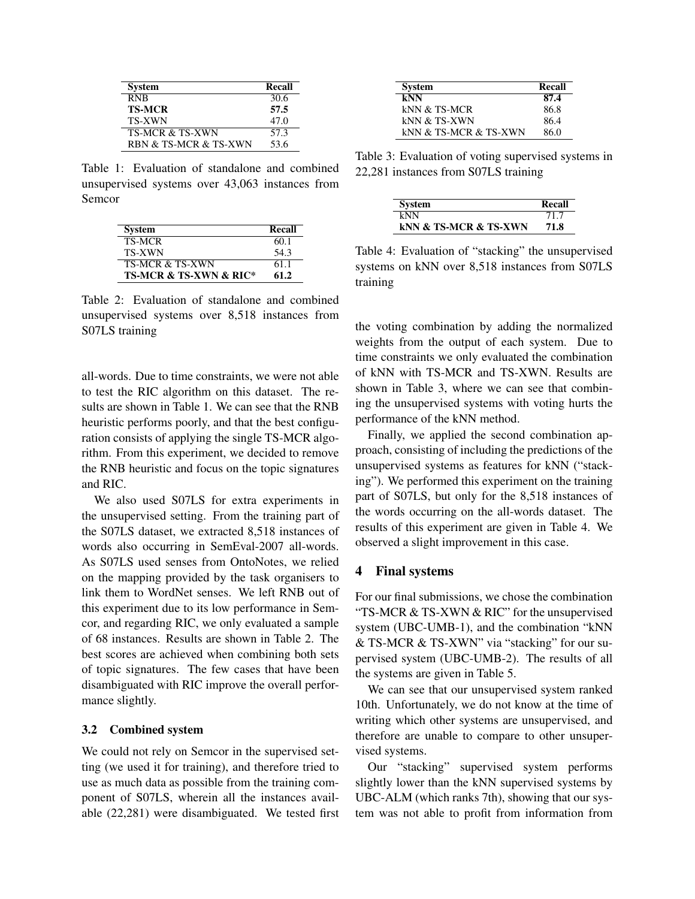| System | Recall |
|---|---|
| RNB | 30.6 |
| **TS-MCR** | **57.5** |
| TS-XWN | 47.0 |
| TS-MCR & TS-XWN | 57.3 |
| RBN & TS-MCR & TS-XWN | 53.6 |

Table 1: Evaluation of standalone and combined unsupervised systems over 43,063 instances from Semcor

| System | Recall |
|---|---|
| TS-MCR | 60.1 |
| TS-XWN | 54.3 |
| TS-MCR & TS-XWN | 61.1 |
| **TS-MCR & TS-XWN & RIC*** | **61.2** |

Table 2: Evaluation of standalone and combined unsupervised systems over 8,518 instances from S07LS training

all-words. Due to time constraints, we were not able to test the RIC algorithm on this dataset. The results are shown in Table 1. We can see that the RNB heuristic performs poorly, and that the best configuration consists of applying the single TS-MCR algorithm. From this experiment, we decided to remove the RNB heuristic and focus on the topic signatures and RIC.

We also used S07LS for extra experiments in the unsupervised setting. From the training part of the S07LS dataset, we extracted 8,518 instances of words also occurring in SemEval-2007 all-words. As S07LS used senses from OntoNotes, we relied on the mapping provided by the task organisers to link them to WordNet senses. We left RNB out of this experiment due to its low performance in Semcor, and regarding RIC, we only evaluated a sample of 68 instances. Results are shown in Table 2. The best scores are achieved when combining both sets of topic signatures. The few cases that have been disambiguated with RIC improve the overall performance slightly.

### 3.2 Combined system

We could not rely on Semcor in the supervised setting (we used it for training), and therefore tried to use as much data as possible from the training component of S07LS, wherein all the instances available (22,281) were disambiguated. We tested first the voting combination by adding the normalized weights from the output of each system. Due to time constraints we only evaluated the combination of kNN with TS-MCR and TS-XWN. Results are shown in Table 3, where we can see that combining the unsupervised systems with voting hurts the performance of the kNN method.

| System | Recall |
|---|---|
| **kNN** | **87.4** |
| kNN & TS-MCR | 86.8 |
| kNN & TS-XWN | 86.4 |
| kNN & TS-MCR & TS-XWN | 86.0 |

Table 3: Evaluation of voting supervised systems in 22,281 instances from S07LS training

| System | Recall |
|---|---|
| kNN | 71.7 |
| **kNN & TS-MCR & TS-XWN** | **71.8** |

Table 4: Evaluation of "stacking" the unsupervised systems on kNN over 8,518 instances from S07LS training

Finally, we applied the second combination approach, consisting of including the predictions of the unsupervised systems as features for kNN ("stacking"). We performed this experiment on the training part of S07LS, but only for the 8,518 instances of the words occurring on the all-words dataset. The results of this experiment are given in Table 4. We observed a slight improvement in this case.

## 4 Final systems

For our final submissions, we chose the combination "TS-MCR & TS-XWN & RIC" for the unsupervised system (UBC-UMB-1), and the combination "kNN & TS-MCR & TS-XWN" via "stacking" for our supervised system (UBC-UMB-2). The results of all the systems are given in Table 5.

We can see that our unsupervised system ranked 10th. Unfortunately, we do not know at the time of writing which other systems are unsupervised, and therefore are unable to compare to other unsupervised systems.

Our "stacking" supervised system performs slightly lower than the kNN supervised systems by UBC-ALM (which ranks 7th), showing that our system was not able to profit from information from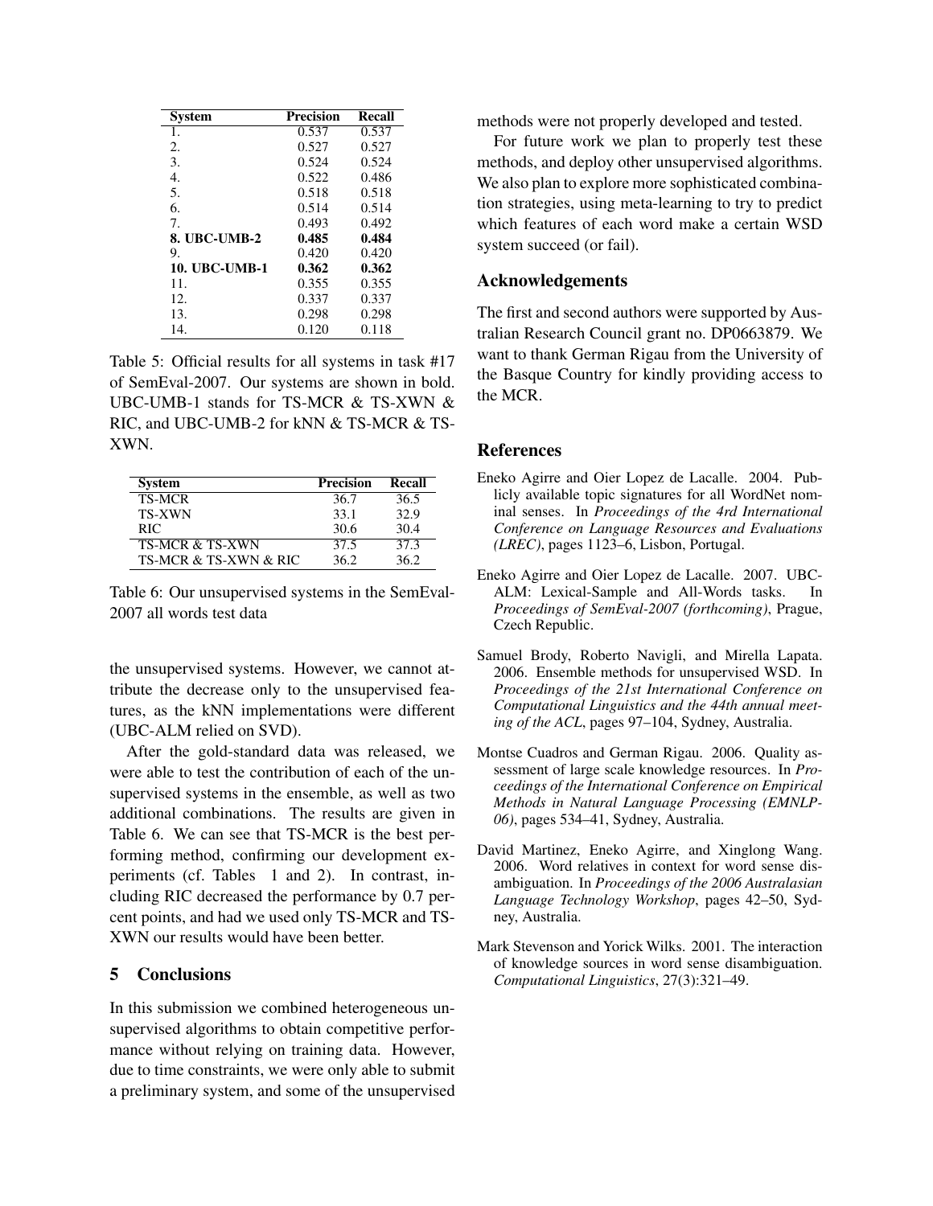| System | Precision | Recall |
|---|---|---|
| 1. | 0.537 | 0.537 |
| 2. | 0.527 | 0.527 |
| 3. | 0.524 | 0.524 |
| 4. | 0.522 | 0.486 |
| 5. | 0.518 | 0.518 |
| 6. | 0.514 | 0.514 |
| 7. | 0.493 | 0.492 |
| **8. UBC-UMB-2** | **0.485** | **0.484** |
| 9. | 0.420 | 0.420 |
| **10. UBC-UMB-1** | **0.362** | **0.362** |
| 11. | 0.355 | 0.355 |
| 12. | 0.337 | 0.337 |
| 13. | 0.298 | 0.298 |
| 14. | 0.120 | 0.118 |

Table 5: Official results for all systems in task #17 of SemEval-2007. Our systems are shown in bold. UBC-UMB-1 stands for TS-MCR & TS-XWN & RIC, and UBC-UMB-2 for kNN & TS-MCR & TS-XWN.

| System | Precision | Recall |
|---|---|---|
| TS-MCR | 36.7 | 36.5 |
| TS-XWN | 33.1 | 32.9 |
| RIC | 30.6 | 30.4 |
| TS-MCR & TS-XWN | 37.5 | 37.3 |
| TS-MCR & TS-XWN & RIC | 36.2 | 36.2 |

Table 6: Our unsupervised systems in the SemEval-2007 all words test data

the unsupervised systems. However, we cannot attribute the decrease only to the unsupervised features, as the kNN implementations were different (UBC-ALM relied on SVD).

After the gold-standard data was released, we were able to test the contribution of each of the unsupervised systems in the ensemble, as well as two additional combinations. The results are given in Table 6. We can see that TS-MCR is the best performing method, confirming our development experiments (cf. Tables 1 and 2). In contrast, including RIC decreased the performance by 0.7 percent points, and had we used only TS-MCR and TS-XWN our results would have been better.

## 5 Conclusions

In this submission we combined heterogeneous unsupervised algorithms to obtain competitive performance without relying on training data. However, due to time constraints, we were only able to submit a preliminary system, and some of the unsupervised methods were not properly developed and tested.

For future work we plan to properly test these methods, and deploy other unsupervised algorithms. We also plan to explore more sophisticated combination strategies, using meta-learning to try to predict which features of each word make a certain WSD system succeed (or fail).

## Acknowledgements

The first and second authors were supported by Australian Research Council grant no. DP0663879. We want to thank German Rigau from the University of the Basque Country for kindly providing access to the MCR.

## References

Eneko Agirre and Oier Lopez de Lacalle. 2004. Publicly available topic signatures for all WordNet nominal senses. In *Proceedings of the 4rd International Conference on Language Resources and Evaluations (LREC)*, pages 1123–6, Lisbon, Portugal.

Eneko Agirre and Oier Lopez de Lacalle. 2007. UBC-ALM: Lexical-Sample and All-Words tasks. In *Proceedings of SemEval-2007 (forthcoming)*, Prague, Czech Republic.

Samuel Brody, Roberto Navigli, and Mirella Lapata. 2006. Ensemble methods for unsupervised WSD. In *Proceedings of the 21st International Conference on Computational Linguistics and the 44th annual meeting of the ACL*, pages 97–104, Sydney, Australia.

Montse Cuadros and German Rigau. 2006. Quality assessment of large scale knowledge resources. In *Proceedings of the International Conference on Empirical Methods in Natural Language Processing (EMNLP-06)*, pages 534–41, Sydney, Australia.

David Martinez, Eneko Agirre, and Xinglong Wang. 2006. Word relatives in context for word sense disambiguation. In *Proceedings of the 2006 Australasian Language Technology Workshop*, pages 42–50, Sydney, Australia.

Mark Stevenson and Yorick Wilks. 2001. The interaction of knowledge sources in word sense disambiguation. *Computational Linguistics*, 27(3):321–49.